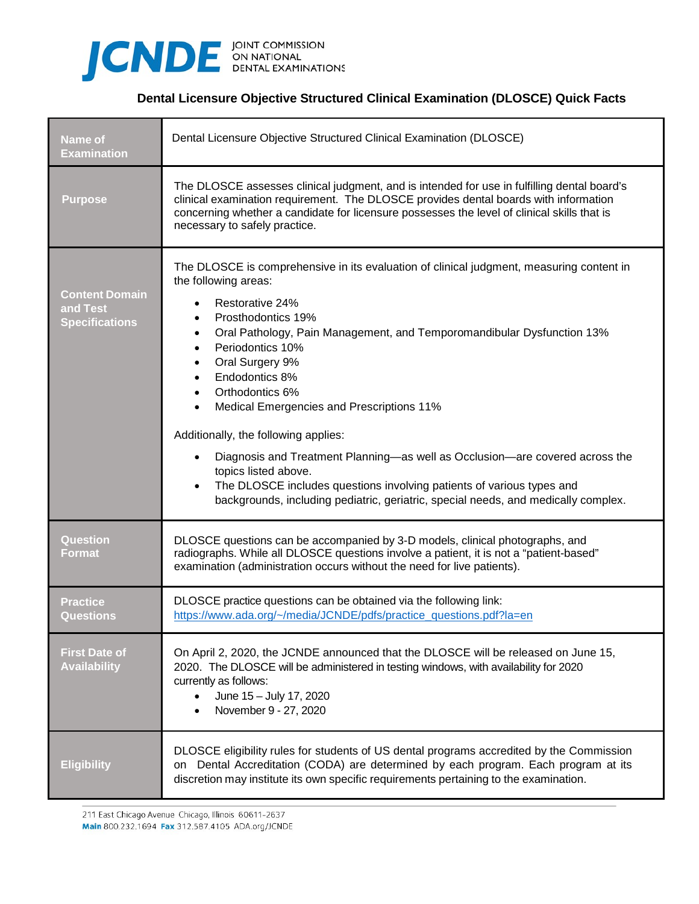# JCNDE JOINT COMMISSION ON NATIONAL DENTAL EXAMINATIONS

## Dental Licensure Objective Structured Clinical Examination (DLOSCE) Quick Facts

| | |
|---|---|
| **Name of Examination** | Dental Licensure Objective Structured Clinical Examination (DLOSCE) |
| **Purpose** | The DLOSCE assesses clinical judgment, and is intended for use in fulfilling dental board's clinical examination requirement. The DLOSCE provides dental boards with information concerning whether a candidate for licensure possesses the level of clinical skills that is necessary to safely practice. |
| **Content Domain and Test Specifications** | The DLOSCE is comprehensive in its evaluation of clinical judgment, measuring content in the following areas:<br>• Restorative 24%<br>• Prosthodontics 19%<br>• Oral Pathology, Pain Management, and Temporomandibular Dysfunction 13%<br>• Periodontics 10%<br>• Oral Surgery 9%<br>• Endodontics 8%<br>• Orthodontics 6%<br>• Medical Emergencies and Prescriptions 11%<br><br>Additionally, the following applies:<br>• Diagnosis and Treatment Planning—as well as Occlusion—are covered across the topics listed above.<br>• The DLOSCE includes questions involving patients of various types and backgrounds, including pediatric, geriatric, special needs, and medically complex. |
| **Question Format** | DLOSCE questions can be accompanied by 3-D models, clinical photographs, and radiographs. While all DLOSCE questions involve a patient, it is not a "patient-based" examination (administration occurs without the need for live patients). |
| **Practice Questions** | DLOSCE practice questions can be obtained via the following link:<br>https://www.ada.org/~/media/JCNDE/pdfs/practice_questions.pdf?la=en |
| **First Date of Availability** | On April 2, 2020, the JCNDE announced that the DLOSCE will be released on June 15, 2020. The DLOSCE will be administered in testing windows, with availability for 2020 currently as follows:<br>• June 15 – July 17, 2020<br>• November 9 - 27, 2020 |
| **Eligibility** | DLOSCE eligibility rules for students of US dental programs accredited by the Commission on Dental Accreditation (CODA) are determined by each program. Each program at its discretion may institute its own specific requirements pertaining to the examination. |

211 East Chicago Avenue Chicago, Illinois 60611-2637
**Main** 800.232.1694 **Fax** 312.587.4105 ADA.org/JCNDE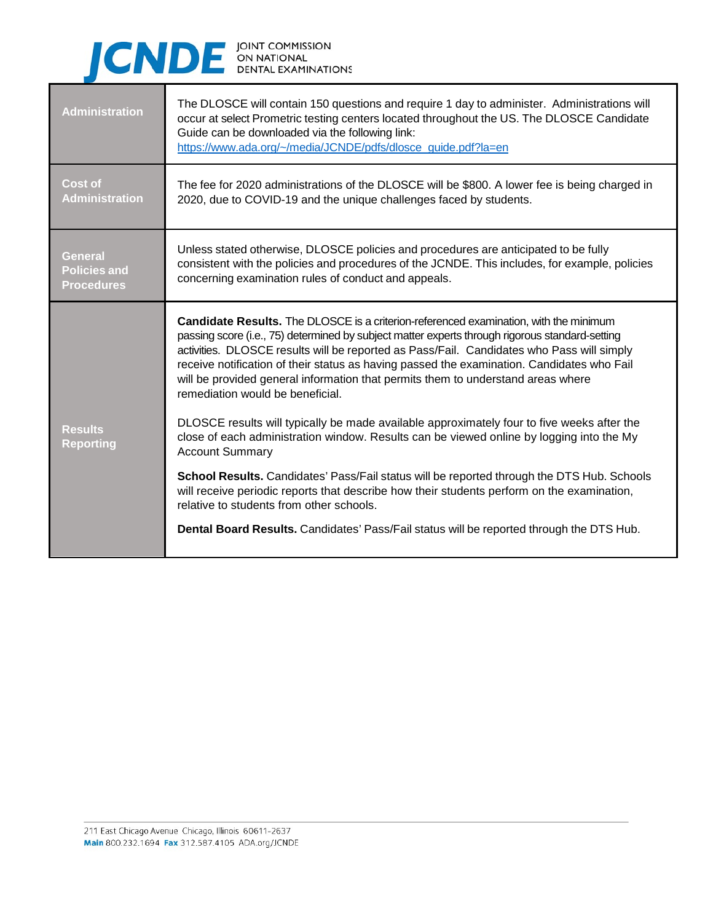| Administration | The DLOSCE will contain 150 questions and require 1 day to administer. Administrations will occur at select Prometric testing centers located throughout the US. The DLOSCE Candidate Guide can be downloaded via the following link: [https://www.ada.org/~/media/JCNDE/pdfs/dlosce_guide.pdf?la=en](https://www.ada.org/~/media/JCNDE/pdfs/dlosce_guide.pdf?la=en) |
|---|---|
| Cost of Administration | The fee for 2020 administrations of the DLOSCE will be $800. A lower fee is being charged in 2020, due to COVID-19 and the unique challenges faced by students. |
| General Policies and Procedures | Unless stated otherwise, DLOSCE policies and procedures are anticipated to be fully consistent with the policies and procedures of the JCNDE. This includes, for example, policies concerning examination rules of conduct and appeals. |
| Results Reporting | **Candidate Results.** The DLOSCE is a criterion-referenced examination, with the minimum passing score (i.e., 75) determined by subject matter experts through rigorous standard-setting activities. DLOSCE results will be reported as Pass/Fail. Candidates who Pass will simply receive notification of their status as having passed the examination. Candidates who Fail will be provided general information that permits them to understand areas where remediation would be beneficial.<br><br>DLOSCE results will typically be made available approximately four to five weeks after the close of each administration window. Results can be viewed online by logging into the My Account Summary<br><br>**School Results.** Candidates' Pass/Fail status will be reported through the DTS Hub. Schools will receive periodic reports that describe how their students perform on the examination, relative to students from other schools.<br><br>**Dental Board Results.** Candidates' Pass/Fail status will be reported through the DTS Hub. |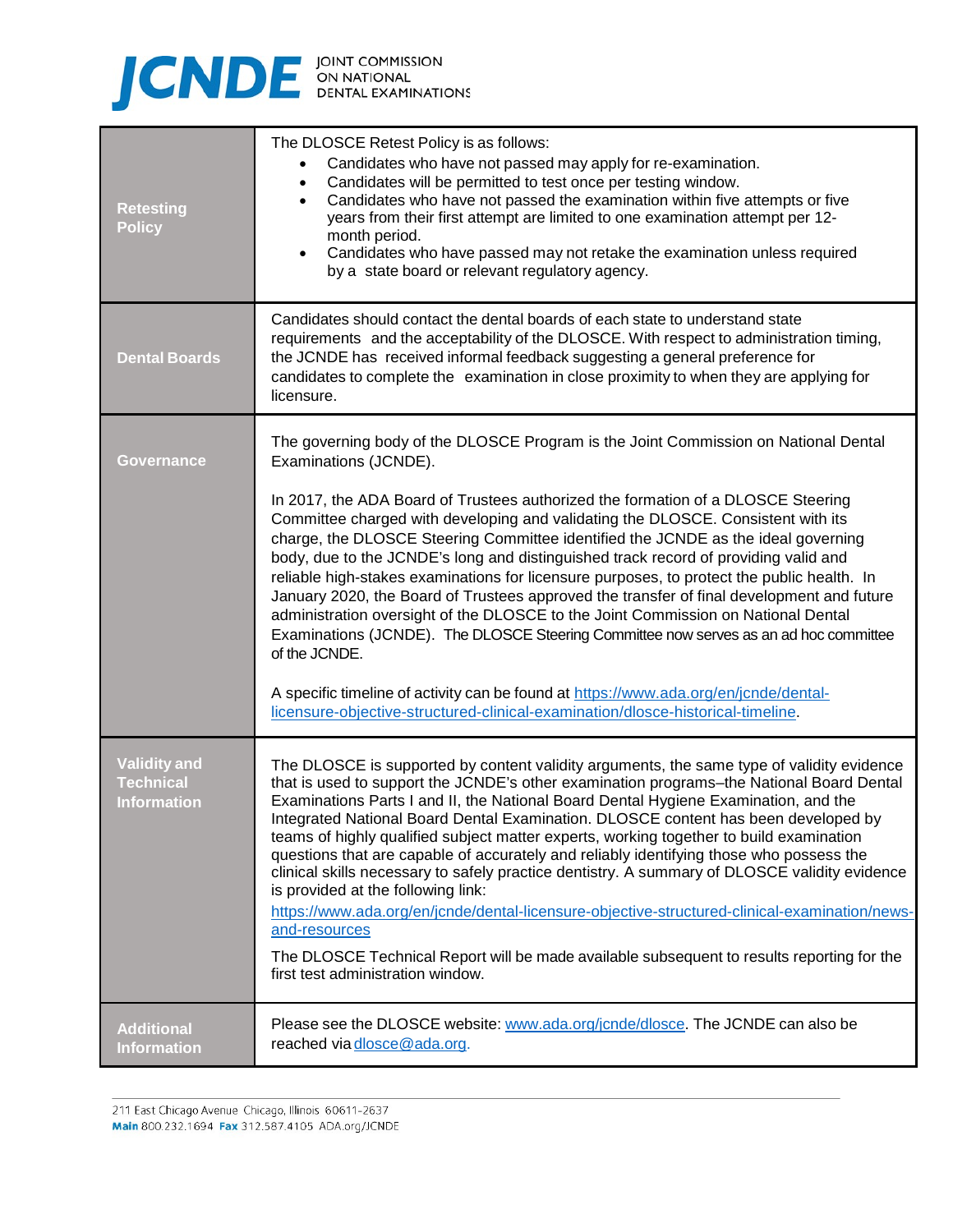| | |
|---|---|
| **Retesting Policy** | The DLOSCE Retest Policy is as follows:<br>• Candidates who have not passed may apply for re-examination.<br>• Candidates will be permitted to test once per testing window.<br>• Candidates who have not passed the examination within five attempts or five years from their first attempt are limited to one examination attempt per 12-month period.<br>• Candidates who have passed may not retake the examination unless required by a state board or relevant regulatory agency. |
| **Dental Boards** | Candidates should contact the dental boards of each state to understand state requirements and the acceptability of the DLOSCE. With respect to administration timing, the JCNDE has received informal feedback suggesting a general preference for candidates to complete the examination in close proximity to when they are applying for licensure. |
| **Governance** | The governing body of the DLOSCE Program is the Joint Commission on National Dental Examinations (JCNDE).<br><br>In 2017, the ADA Board of Trustees authorized the formation of a DLOSCE Steering Committee charged with developing and validating the DLOSCE. Consistent with its charge, the DLOSCE Steering Committee identified the JCNDE as the ideal governing body, due to the JCNDE's long and distinguished track record of providing valid and reliable high-stakes examinations for licensure purposes, to protect the public health. In January 2020, the Board of Trustees approved the transfer of final development and future administration oversight of the DLOSCE to the Joint Commission on National Dental Examinations (JCNDE). The DLOSCE Steering Committee now serves as an ad hoc committee of the JCNDE.<br><br>A specific timeline of activity can be found at [https://www.ada.org/en/jcnde/dental-licensure-objective-structured-clinical-examination/dlosce-historical-timeline](https://www.ada.org/en/jcnde/dental-licensure-objective-structured-clinical-examination/dlosce-historical-timeline). |
| **Validity and Technical Information** | The DLOSCE is supported by content validity arguments, the same type of validity evidence that is used to support the JCNDE's other examination programs–the National Board Dental Examinations Parts I and II, the National Board Dental Hygiene Examination, and the Integrated National Board Dental Examination. DLOSCE content has been developed by teams of highly qualified subject matter experts, working together to build examination questions that are capable of accurately and reliably identifying those who possess the clinical skills necessary to safely practice dentistry. A summary of DLOSCE validity evidence is provided at the following link:<br>[https://www.ada.org/en/jcnde/dental-licensure-objective-structured-clinical-examination/news-and-resources](https://www.ada.org/en/jcnde/dental-licensure-objective-structured-clinical-examination/news-and-resources)<br><br>The DLOSCE Technical Report will be made available subsequent to results reporting for the first test administration window. |
| **Additional Information** | Please see the DLOSCE website: [www.ada.org/jcnde/dlosce](www.ada.org/jcnde/dlosce). The JCNDE can also be reached via [dlosce@ada.org](mailto:dlosce@ada.org). |